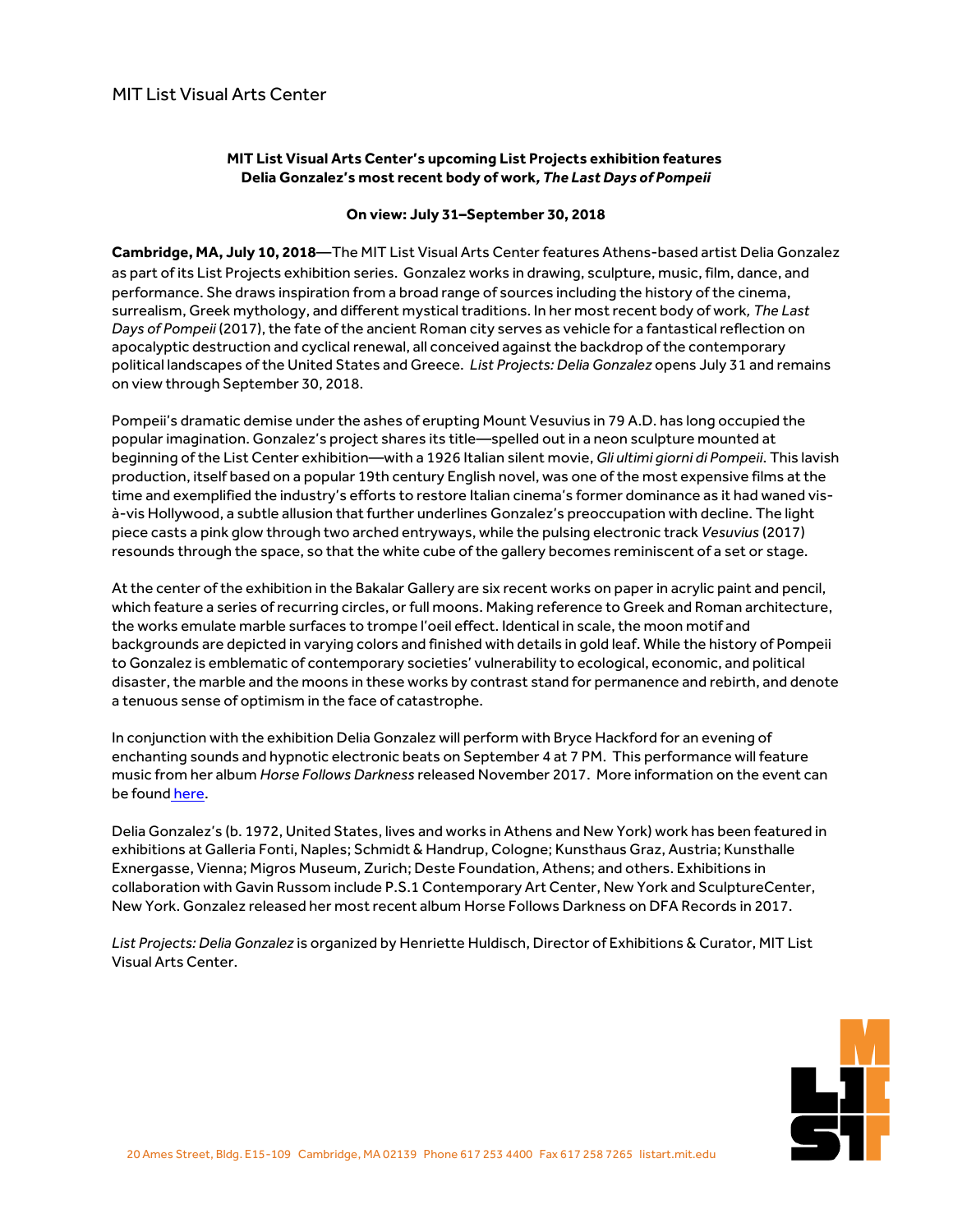MIT List Visual Arts Center

**MIT List Visual Arts Center's upcoming List Projects exhibition features Delia Gonzalez's most recent body of work, *The Last Days of Pompeii***

**On view: July 31–September 30, 2018**

**Cambridge, MA, July 10, 2018**—The MIT List Visual Arts Center features Athens-based artist Delia Gonzalez as part of its List Projects exhibition series. Gonzalez works in drawing, sculpture, music, film, dance, and performance. She draws inspiration from a broad range of sources including the history of the cinema, surrealism, Greek mythology, and different mystical traditions. In her most recent body of work, *The Last Days of Pompeii* (2017), the fate of the ancient Roman city serves as vehicle for a fantastical reflection on apocalyptic destruction and cyclical renewal, all conceived against the backdrop of the contemporary political landscapes of the United States and Greece. *List Projects: Delia Gonzalez* opens July 31 and remains on view through September 30, 2018.

Pompeii's dramatic demise under the ashes of erupting Mount Vesuvius in 79 A.D. has long occupied the popular imagination. Gonzalez's project shares its title—spelled out in a neon sculpture mounted at beginning of the List Center exhibition—with a 1926 Italian silent movie, *Gli ultimi giorni di Pompeii*. This lavish production, itself based on a popular 19th century English novel, was one of the most expensive films at the time and exemplified the industry's efforts to restore Italian cinema's former dominance as it had waned vis-à-vis Hollywood, a subtle allusion that further underlines Gonzalez's preoccupation with decline. The light piece casts a pink glow through two arched entryways, while the pulsing electronic track *Vesuvius* (2017) resounds through the space, so that the white cube of the gallery becomes reminiscent of a set or stage.

At the center of the exhibition in the Bakalar Gallery are six recent works on paper in acrylic paint and pencil, which feature a series of recurring circles, or full moons. Making reference to Greek and Roman architecture, the works emulate marble surfaces to trompe l'oeil effect. Identical in scale, the moon motif and backgrounds are depicted in varying colors and finished with details in gold leaf. While the history of Pompeii to Gonzalez is emblematic of contemporary societies' vulnerability to ecological, economic, and political disaster, the marble and the moons in these works by contrast stand for permanence and rebirth, and denote a tenuous sense of optimism in the face of catastrophe.

In conjunction with the exhibition Delia Gonzalez will perform with Bryce Hackford for an evening of enchanting sounds and hypnotic electronic beats on September 4 at 7 PM. This performance will feature music from her album *Horse Follows Darkness* released November 2017. More information on the event can be found here.

Delia Gonzalez's (b. 1972, United States, lives and works in Athens and New York) work has been featured in exhibitions at Galleria Fonti, Naples; Schmidt & Handrup, Cologne; Kunsthaus Graz, Austria; Kunsthalle Exnergasse, Vienna; Migros Museum, Zurich; Deste Foundation, Athens; and others. Exhibitions in collaboration with Gavin Russom include P.S.1 Contemporary Art Center, New York and SculptureCenter, New York. Gonzalez released her most recent album Horse Follows Darkness on DFA Records in 2017.

*List Projects: Delia Gonzalez* is organized by Henriette Huldisch, Director of Exhibitions & Curator, MIT List Visual Arts Center.

20 Ames Street, Bldg. E15-109 Cambridge, MA 02139 Phone 617 253 4400 Fax 617 258 7265 listart.mit.edu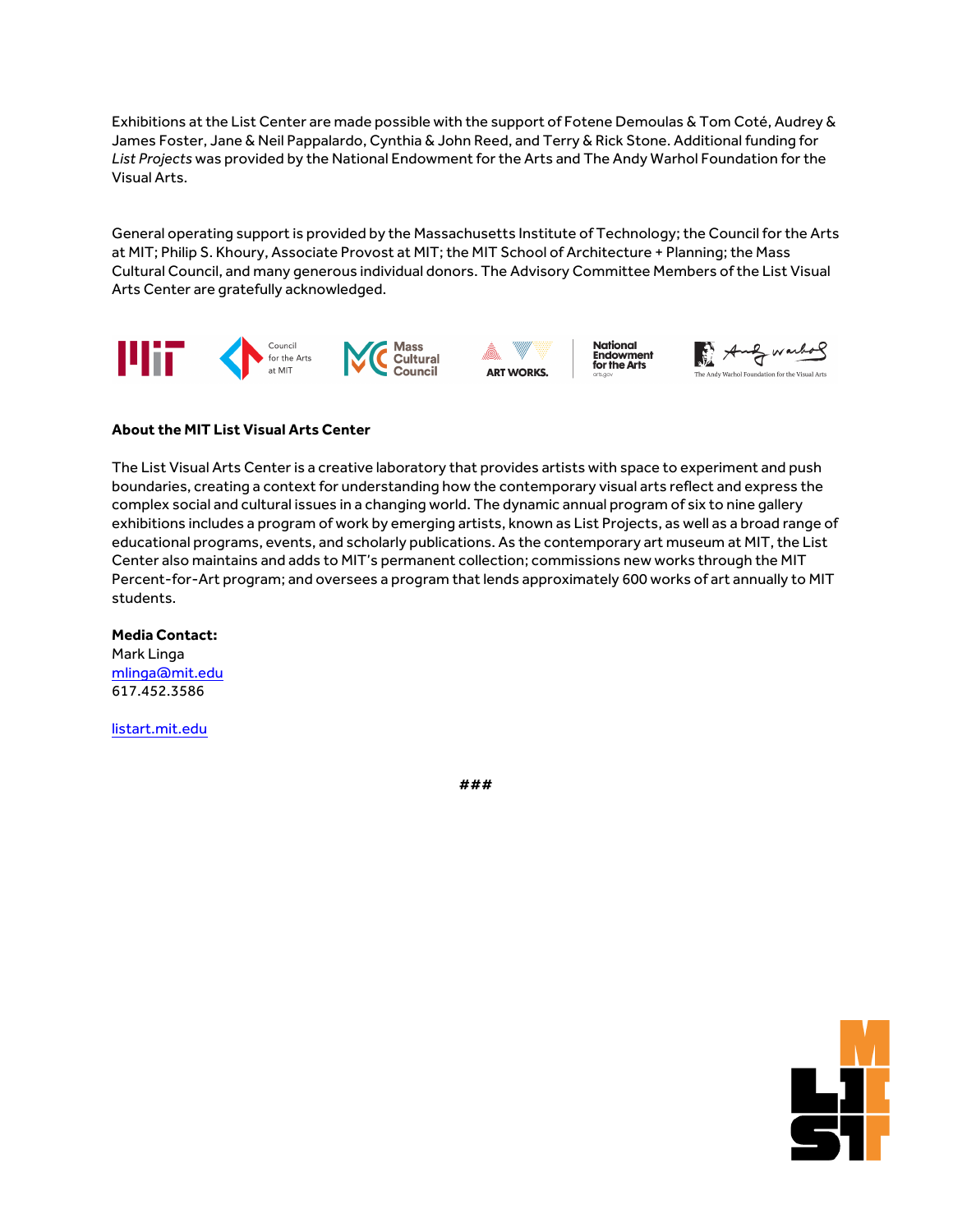Exhibitions at the List Center are made possible with the support of Fotene Demoulas & Tom Coté, Audrey & James Foster, Jane & Neil Pappalardo, Cynthia & John Reed, and Terry & Rick Stone. Additional funding for *List Projects* was provided by the National Endowment for the Arts and The Andy Warhol Foundation for the Visual Arts.

General operating support is provided by the Massachusetts Institute of Technology; the Council for the Arts at MIT; Philip S. Khoury, Associate Provost at MIT; the MIT School of Architecture + Planning; the Mass Cultural Council, and many generous individual donors. The Advisory Committee Members of the List Visual Arts Center are gratefully acknowledged.

**About the MIT List Visual Arts Center**

The List Visual Arts Center is a creative laboratory that provides artists with space to experiment and push boundaries, creating a context for understanding how the contemporary visual arts reflect and express the complex social and cultural issues in a changing world. The dynamic annual program of six to nine gallery exhibitions includes a program of work by emerging artists, known as List Projects, as well as a broad range of educational programs, events, and scholarly publications. As the contemporary art museum at MIT, the List Center also maintains and adds to MIT's permanent collection; commissions new works through the MIT Percent-for-Art program; and oversees a program that lends approximately 600 works of art annually to MIT students.

**Media Contact:**
Mark Linga
mlinga@mit.edu
617.452.3586

listart.mit.edu

###